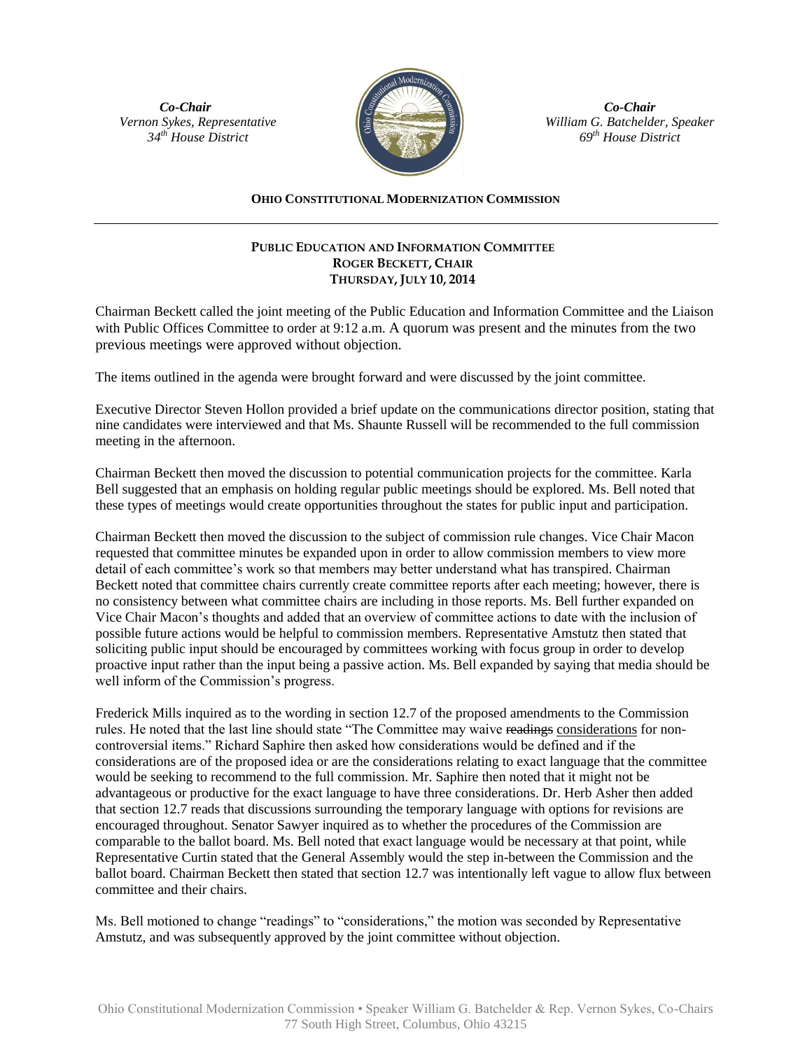*Co-Chair*
*Vernon Sykes, Representative*
*34th House District*

*Co-Chair*
*William G. Batchelder, Speaker*
*69th House District*

**OHIO CONSTITUTIONAL MODERNIZATION COMMISSION**

**PUBLIC EDUCATION AND INFORMATION COMMITTEE**
**ROGER BECKETT, CHAIR**
**THURSDAY, JULY 10, 2014**

Chairman Beckett called the joint meeting of the Public Education and Information Committee and the Liaison with Public Offices Committee to order at 9:12 a.m. A quorum was present and the minutes from the two previous meetings were approved without objection.

The items outlined in the agenda were brought forward and were discussed by the joint committee.

Executive Director Steven Hollon provided a brief update on the communications director position, stating that nine candidates were interviewed and that Ms. Shaunte Russell will be recommended to the full commission meeting in the afternoon.

Chairman Beckett then moved the discussion to potential communication projects for the committee. Karla Bell suggested that an emphasis on holding regular public meetings should be explored. Ms. Bell noted that these types of meetings would create opportunities throughout the states for public input and participation.

Chairman Beckett then moved the discussion to the subject of commission rule changes. Vice Chair Macon requested that committee minutes be expanded upon in order to allow commission members to view more detail of each committee's work so that members may better understand what has transpired. Chairman Beckett noted that committee chairs currently create committee reports after each meeting; however, there is no consistency between what committee chairs are including in those reports. Ms. Bell further expanded on Vice Chair Macon's thoughts and added that an overview of committee actions to date with the inclusion of possible future actions would be helpful to commission members. Representative Amstutz then stated that soliciting public input should be encouraged by committees working with focus group in order to develop proactive input rather than the input being a passive action. Ms. Bell expanded by saying that media should be well inform of the Commission's progress.

Frederick Mills inquired as to the wording in section 12.7 of the proposed amendments to the Commission rules. He noted that the last line should state "The Committee may waive ~~readings~~ <u>considerations</u> for non-controversial items." Richard Saphire then asked how considerations would be defined and if the considerations are of the proposed idea or are the considerations relating to exact language that the committee would be seeking to recommend to the full commission. Mr. Saphire then noted that it might not be advantageous or productive for the exact language to have three considerations. Dr. Herb Asher then added that section 12.7 reads that discussions surrounding the temporary language with options for revisions are encouraged throughout. Senator Sawyer inquired as to whether the procedures of the Commission are comparable to the ballot board. Ms. Bell noted that exact language would be necessary at that point, while Representative Curtin stated that the General Assembly would the step in-between the Commission and the ballot board. Chairman Beckett then stated that section 12.7 was intentionally left vague to allow flux between committee and their chairs.

Ms. Bell motioned to change "readings" to "considerations," the motion was seconded by Representative Amstutz, and was subsequently approved by the joint committee without objection.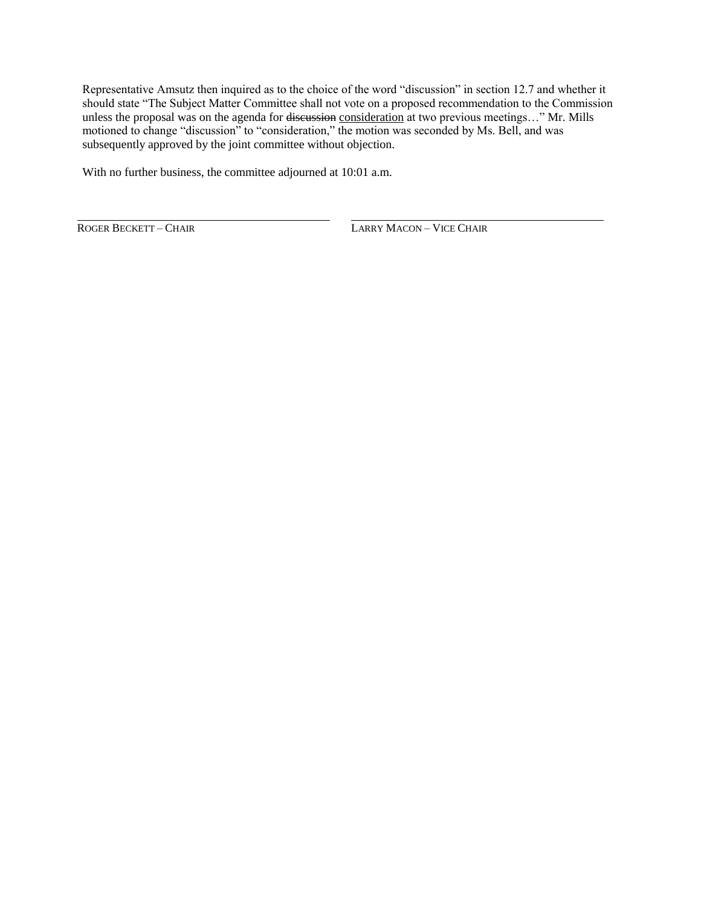Representative Amsutz then inquired as to the choice of the word "discussion" in section 12.7 and whether it should state "The Subject Matter Committee shall not vote on a proposed recommendation to the Commission unless the proposal was on the agenda for ~~discussion~~ <u>consideration</u> at two previous meetings…" Mr. Mills motioned to change "discussion" to "consideration," the motion was seconded by Ms. Bell, and was subsequently approved by the joint committee without objection.

With no further business, the committee adjourned at 10:01 a.m.

| | |
|---|---|
| ______________________________ | ______________________________ |
| ROGER BECKETT – CHAIR | LARRY MACON – VICE CHAIR |